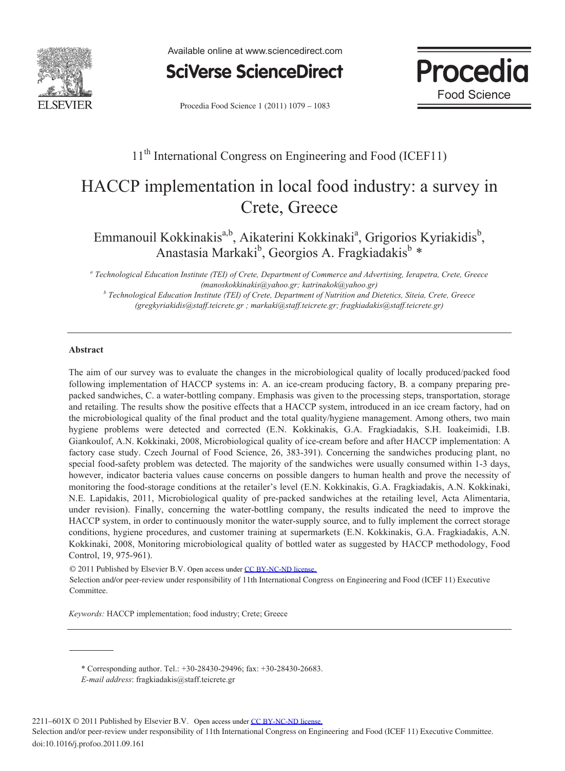11th International Congress on Engineering and Food (ICEF11)

# HACCP implementation in local food industry: a survey in Crete, Greece

Emmanouil Kokkinakis[a,b], Aikaterini Kokkinaki[a], Grigorios Kyriakidis[b], Anastasia Markaki[b], Georgios A. Fragkiadakis[b] *

*[a] Technological Education Institute (TEI) of Crete, Department of Commerce and Advertising, Ierapetra, Crete, Greece (manoskokkinakis@yahoo.gr; katrinakok@yahoo.gr)*
*[b] Technological Education Institute (TEI) of Crete, Department of Nutrition and Dietetics, Siteia, Crete, Greece (gregkyriakidis@staff.teicrete.gr ; markaki@staff.teicrete.gr; fragkiadakis@staff.teicrete.gr)*

---

**Abstract**

The aim of our survey was to evaluate the changes in the microbiological quality of locally produced/packed food following implementation of HACCP systems in: A. an ice-cream producing factory, B. a company preparing pre-packed sandwiches, C. a water-bottling company. Emphasis was given to the processing steps, transportation, storage and retailing. The results show the positive effects that a HACCP system, introduced in an ice cream factory, had on the microbiological quality of the final product and the total quality/hygiene management. Among others, two main hygiene problems were detected and corrected (E.N. Kokkinakis, G.A. Fragkiadakis, S.H. Ioakeimidi, I.B. Giankoulof, A.N. Kokkinaki, 2008, Microbiological quality of ice-cream before and after HACCP implementation: A factory case study. Czech Journal of Food Science, 26, 383-391). Concerning the sandwiches producing plant, no special food-safety problem was detected. The majority of the sandwiches were usually consumed within 1-3 days, however, indicator bacteria values cause concerns on possible dangers to human health and prove the necessity of monitoring the food-storage conditions at the retailer's level (E.N. Kokkinakis, G.A. Fragkiadakis, A.N. Kokkinaki, N.E. Lapidakis, 2011, Microbiological quality of pre-packed sandwiches at the retailing level, Acta Alimentaria, under revision). Finally, concerning the water-bottling company, the results indicated the need to improve the HACCP system, in order to continuously monitor the water-supply source, and to fully implement the correct storage conditions, hygiene procedures, and customer training at supermarkets (E.N. Kokkinakis, G.A. Fragkiadakis, A.N. Kokkinaki, 2008, Monitoring microbiological quality of bottled water as suggested by HACCP methodology, Food Control, 19, 975-961).

© 2011 Published by Elsevier B.V. Open access under CC BY-NC-ND license.
Selection and/or peer-review under responsibility of 11th International Congress on Engineering and Food (ICEF 11) Executive Committee.

*Keywords:* HACCP implementation; food industry; Crete; Greece

---

\* Corresponding author. Tel.: +30-28430-29496; fax: +30-28430-26683.
*E-mail address*: fragkiadakis@staff.teicrete.gr

2211–601X © 2011 Published by Elsevier B.V. Open access under CC BY-NC-ND license.
Selection and/or peer-review under responsibility of 11th International Congress on Engineering and Food (ICEF 11) Executive Committee.
doi:10.1016/j.profoo.2011.09.161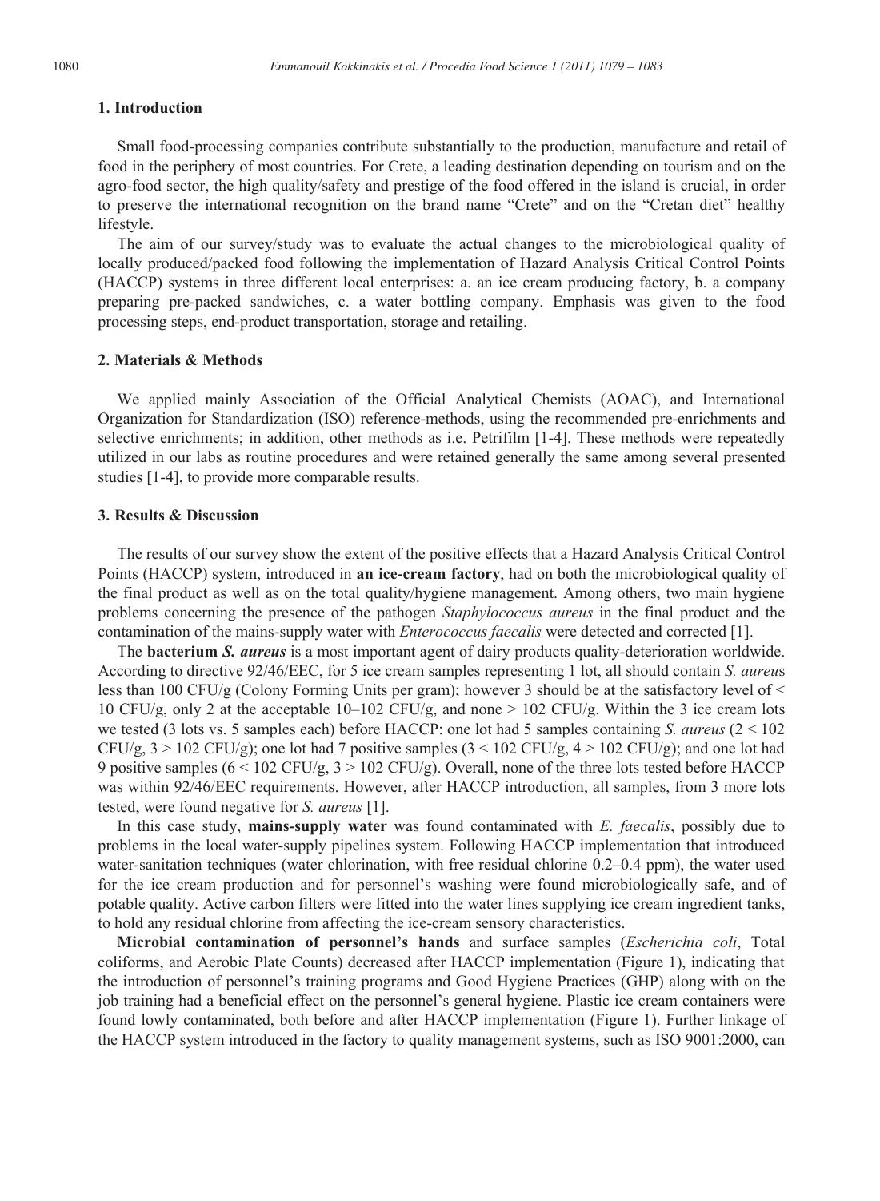## 1. Introduction

Small food-processing companies contribute substantially to the production, manufacture and retail of food in the periphery of most countries. For Crete, a leading destination depending on tourism and on the agro-food sector, the high quality/safety and prestige of the food offered in the island is crucial, in order to preserve the international recognition on the brand name "Crete" and on the "Cretan diet" healthy lifestyle.

The aim of our survey/study was to evaluate the actual changes to the microbiological quality of locally produced/packed food following the implementation of Hazard Analysis Critical Control Points (HACCP) systems in three different local enterprises: a. an ice cream producing factory, b. a company preparing pre-packed sandwiches, c. a water bottling company. Emphasis was given to the food processing steps, end-product transportation, storage and retailing.

## 2. Materials & Methods

We applied mainly Association of the Official Analytical Chemists (AOAC), and International Organization for Standardization (ISO) reference-methods, using the recommended pre-enrichments and selective enrichments; in addition, other methods as i.e. Petrifilm [1-4]. These methods were repeatedly utilized in our labs as routine procedures and were retained generally the same among several presented studies [1-4], to provide more comparable results.

## 3. Results & Discussion

The results of our survey show the extent of the positive effects that a Hazard Analysis Critical Control Points (HACCP) system, introduced in **an ice-cream factory**, had on both the microbiological quality of the final product as well as on the total quality/hygiene management. Among others, two main hygiene problems concerning the presence of the pathogen *Staphylococcus aureus* in the final product and the contamination of the mains-supply water with *Enterococcus faecalis* were detected and corrected [1].

The **bacterium *S. aureus*** is a most important agent of dairy products quality-deterioration worldwide. According to directive 92/46/EEC, for 5 ice cream samples representing 1 lot, all should contain *S. aureus* less than 100 CFU/g (Colony Forming Units per gram); however 3 should be at the satisfactory level of < 10 CFU/g, only 2 at the acceptable 10–102 CFU/g, and none > 102 CFU/g. Within the 3 ice cream lots we tested (3 lots vs. 5 samples each) before HACCP: one lot had 5 samples containing *S. aureus* (2 < 102 CFU/g, 3 > 102 CFU/g); one lot had 7 positive samples (3 < 102 CFU/g, 4 > 102 CFU/g); and one lot had 9 positive samples (6 < 102 CFU/g, 3 > 102 CFU/g). Overall, none of the three lots tested before HACCP was within 92/46/EEC requirements. However, after HACCP introduction, all samples, from 3 more lots tested, were found negative for *S. aureus* [1].

In this case study, **mains-supply water** was found contaminated with *E. faecalis*, possibly due to problems in the local water-supply pipelines system. Following HACCP implementation that introduced water-sanitation techniques (water chlorination, with free residual chlorine 0.2–0.4 ppm), the water used for the ice cream production and for personnel's washing were found microbiologically safe, and of potable quality. Active carbon filters were fitted into the water lines supplying ice cream ingredient tanks, to hold any residual chlorine from affecting the ice-cream sensory characteristics.

**Microbial contamination of personnel's hands** and surface samples (*Escherichia coli*, Total coliforms, and Aerobic Plate Counts) decreased after HACCP implementation (Figure 1), indicating that the introduction of personnel's training programs and Good Hygiene Practices (GHP) along with on the job training had a beneficial effect on the personnel's general hygiene. Plastic ice cream containers were found lowly contaminated, both before and after HACCP implementation (Figure 1). Further linkage of the HACCP system introduced in the factory to quality management systems, such as ISO 9001:2000, can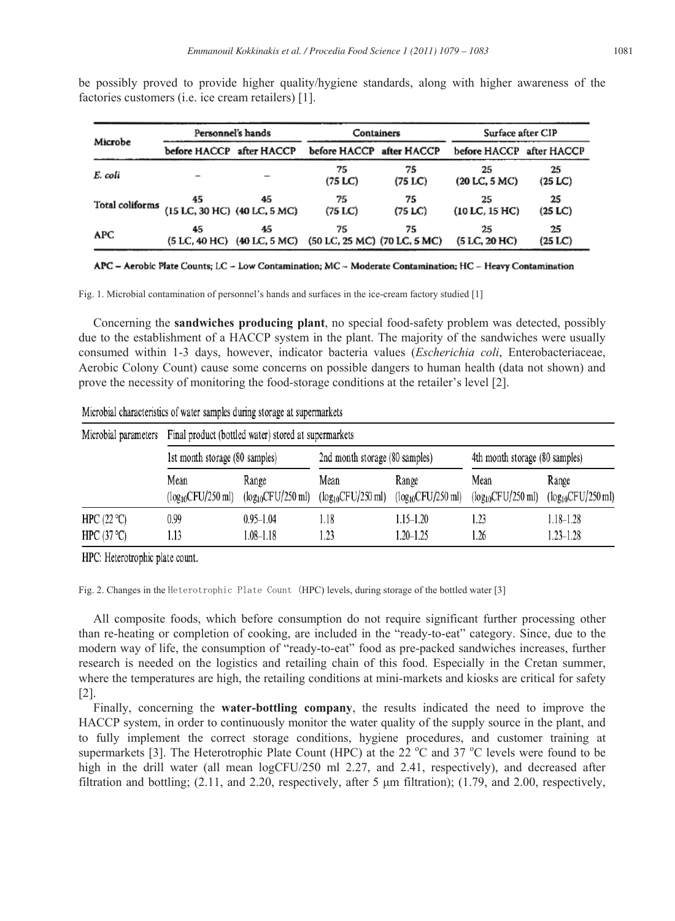be possibly proved to provide higher quality/hygiene standards, along with higher awareness of the factories customers (i.e. ice cream retailers) [1].

| Microbe | Personnel's hands | | Containers | | Surface after CIP | |
|---|---|---|---|---|---|---|
| | before HACCP | after HACCP | before HACCP | after HACCP | before HACCP | after HACCP |
| *E. coli* | – | – | 75 (75 LC) | 75 (75 LC) | 25 (20 LC, 5 MC) | 25 (25 LC) |
| Total coliforms | 45 (15 LC, 30 HC) | 45 (40 LC, 5 MC) | 75 (75 LC) | 75 (75 LC) | 25 (10 LC, 15 HC) | 25 (25 LC) |
| APC | 45 (5 LC, 40 HC) | 45 (40 LC, 5 MC) | 75 (50 LC, 25 MC) | 75 (70 LC, 5 MC) | 25 (5 LC, 20 HC) | 25 (25 LC) |

APC – Aerobic Plate Counts; LC – Low Contamination; MC – Moderate Contamination; HC – Heavy Contamination

Fig. 1. Microbial contamination of personnel's hands and surfaces in the ice-cream factory studied [1]

Concerning the **sandwiches producing plant**, no special food-safety problem was detected, possibly due to the establishment of a HACCP system in the plant. The majority of the sandwiches were usually consumed within 1-3 days, however, indicator bacteria values (*Escherichia coli*, Enterobacteriaceae, Aerobic Colony Count) cause some concerns on possible dangers to human health (data not shown) and prove the necessity of monitoring the food-storage conditions at the retailer's level [2].

Microbial characteristics of water samples during storage at supermarkets

| Microbial parameters | Final product (bottled water) stored at supermarkets | | | | | |
|---|---|---|---|---|---|---|
| | 1st month storage (80 samples) | | 2nd month storage (80 samples) | | 4th month storage (80 samples) | |
| | Mean ($log_{10}$CFU/250 ml) | Range ($log_{10}$CFU/250 ml) | Mean ($log_{10}$CFU/250 ml) | Range ($log_{10}$CFU/250 ml) | Mean ($log_{10}$CFU/250 ml) | Range ($log_{10}$CFU/250 ml) |
| HPC (22 °C) | 0.99 | 0.95–1.04 | 1.18 | 1.15–1.20 | 1.23 | 1.18–1.28 |
| HPC (37 °C) | 1.13 | 1.08–1.18 | 1.23 | 1.20–1.25 | 1.26 | 1.23–1.28 |

HPC: Heterotrophic plate count.

Fig. 2. Changes in the Heterotrophic Plate Count (HPC) levels, during storage of the bottled water [3]

All composite foods, which before consumption do not require significant further processing other than re-heating or completion of cooking, are included in the "ready-to-eat" category. Since, due to the modern way of life, the consumption of "ready-to-eat" food as pre-packed sandwiches increases, further research is needed on the logistics and retailing chain of this food. Especially in the Cretan summer, where the temperatures are high, the retailing conditions at mini-markets and kiosks are critical for safety [2].

Finally, concerning the **water-bottling company**, the results indicated the need to improve the HACCP system, in order to continuously monitor the water quality of the supply source in the plant, and to fully implement the correct storage conditions, hygiene procedures, and customer training at supermarkets [3]. The Heterotrophic Plate Count (HPC) at the 22 °C and 37 °C levels were found to be high in the drill water (all mean logCFU/250 ml 2.27, and 2.41, respectively), and decreased after filtration and bottling; (2.11, and 2.20, respectively, after 5 μm filtration); (1.79, and 2.00, respectively,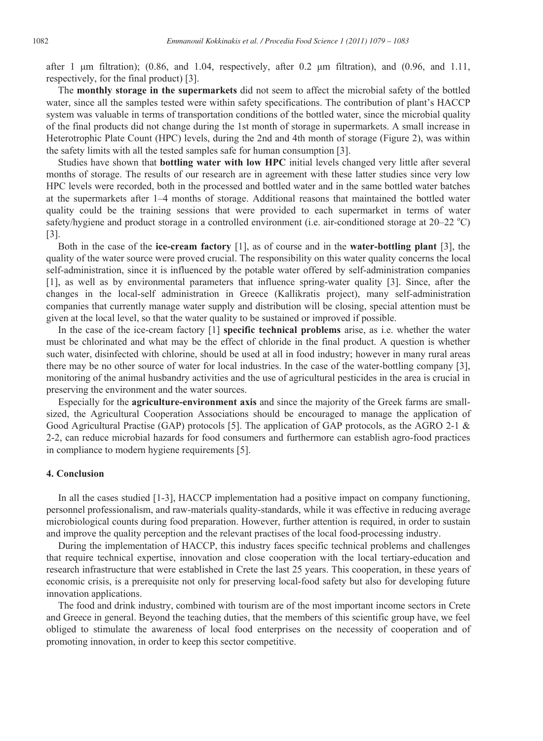after 1 μm filtration); (0.86, and 1.04, respectively, after 0.2 μm filtration), and (0.96, and 1.11, respectively, for the final product) [3].

The **monthly storage in the supermarkets** did not seem to affect the microbial safety of the bottled water, since all the samples tested were within safety specifications. The contribution of plant's HACCP system was valuable in terms of transportation conditions of the bottled water, since the microbial quality of the final products did not change during the 1st month of storage in supermarkets. A small increase in Heterotrophic Plate Count (HPC) levels, during the 2nd and 4th month of storage (Figure 2), was within the safety limits with all the tested samples safe for human consumption [3].

Studies have shown that **bottling water with low HPC** initial levels changed very little after several months of storage. The results of our research are in agreement with these latter studies since very low HPC levels were recorded, both in the processed and bottled water and in the same bottled water batches at the supermarkets after 1–4 months of storage. Additional reasons that maintained the bottled water quality could be the training sessions that were provided to each supermarket in terms of water safety/hygiene and product storage in a controlled environment (i.e. air-conditioned storage at 20–22 $^{o}$C) [3].

Both in the case of the **ice-cream factory** [1], as of course and in the **water-bottling plant** [3], the quality of the water source were proved crucial. The responsibility on this water quality concerns the local self-administration, since it is influenced by the potable water offered by self-administration companies [1], as well as by environmental parameters that influence spring-water quality [3]. Since, after the changes in the local-self administration in Greece (Kallikratis project), many self-administration companies that currently manage water supply and distribution will be closing, special attention must be given at the local level, so that the water quality to be sustained or improved if possible.

In the case of the ice-cream factory [1] **specific technical problems** arise, as i.e. whether the water must be chlorinated and what may be the effect of chloride in the final product. A question is whether such water, disinfected with chlorine, should be used at all in food industry; however in many rural areas there may be no other source of water for local industries. In the case of the water-bottling company [3], monitoring of the animal husbandry activities and the use of agricultural pesticides in the area is crucial in preserving the environment and the water sources.

Especially for the **agriculture-environment axis** and since the majority of the Greek farms are small-sized, the Agricultural Cooperation Associations should be encouraged to manage the application of Good Agricultural Practise (GAP) protocols [5]. The application of GAP protocols, as the AGRO 2-1 & 2-2, can reduce microbial hazards for food consumers and furthermore can establish agro-food practices in compliance to modern hygiene requirements [5].

## 4. Conclusion

In all the cases studied [1-3], HACCP implementation had a positive impact on company functioning, personnel professionalism, and raw-materials quality-standards, while it was effective in reducing average microbiological counts during food preparation. However, further attention is required, in order to sustain and improve the quality perception and the relevant practises of the local food-processing industry.

During the implementation of HACCP, this industry faces specific technical problems and challenges that require technical expertise, innovation and close cooperation with the local tertiary-education and research infrastructure that were established in Crete the last 25 years. This cooperation, in these years of economic crisis, is a prerequisite not only for preserving local-food safety but also for developing future innovation applications.

The food and drink industry, combined with tourism are of the most important income sectors in Crete and Greece in general. Beyond the teaching duties, that the members of this scientific group have, we feel obliged to stimulate the awareness of local food enterprises on the necessity of cooperation and of promoting innovation, in order to keep this sector competitive.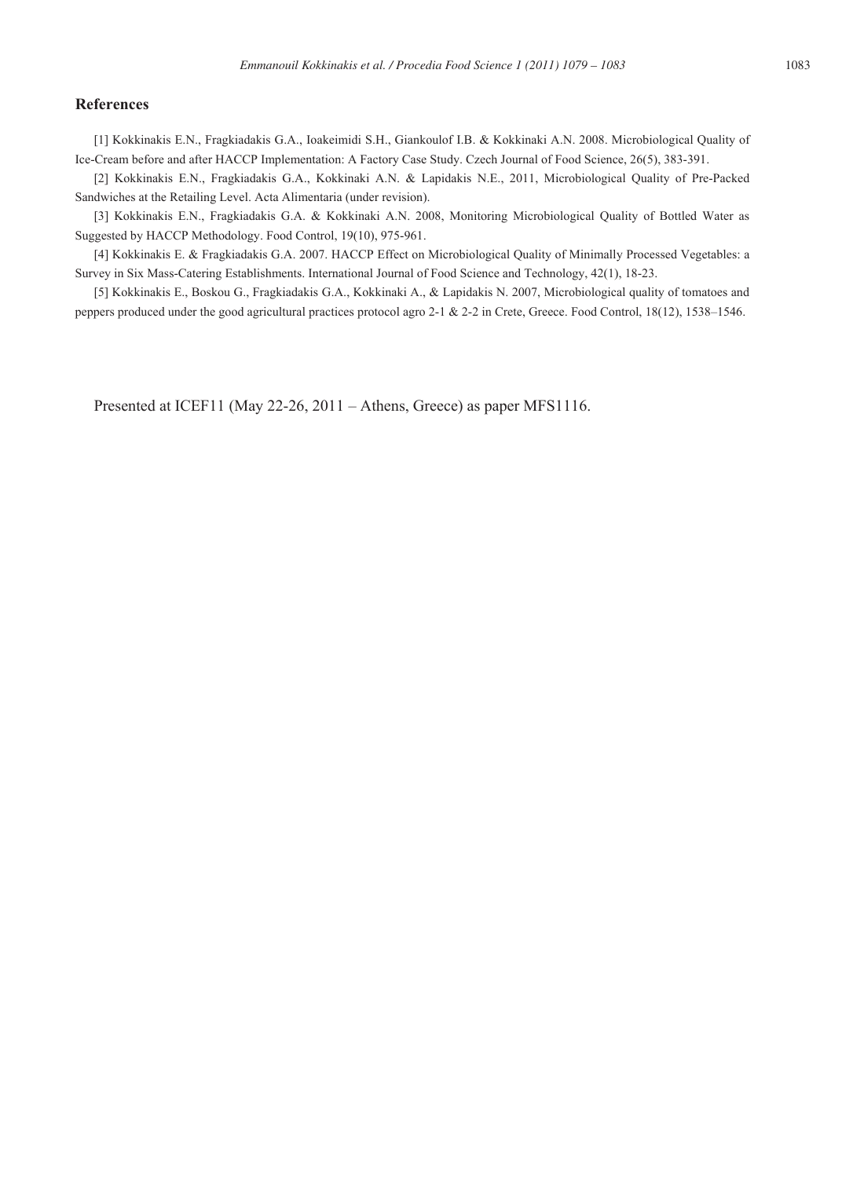## References

[1] Kokkinakis E.N., Fragkiadakis G.A., Ioakeimidi S.H., Giankoulof I.B. & Kokkinaki A.N. 2008. Microbiological Quality of Ice-Cream before and after HACCP Implementation: A Factory Case Study. Czech Journal of Food Science, 26(5), 383-391.

[2] Kokkinakis E.N., Fragkiadakis G.A., Kokkinaki A.N. & Lapidakis N.E., 2011, Microbiological Quality of Pre-Packed Sandwiches at the Retailing Level. Acta Alimentaria (under revision).

[3] Kokkinakis E.N., Fragkiadakis G.A. & Kokkinaki A.N. 2008, Monitoring Microbiological Quality of Bottled Water as Suggested by HACCP Methodology. Food Control, 19(10), 975-961.

[4] Kokkinakis E. & Fragkiadakis G.A. 2007. HACCP Effect on Microbiological Quality of Minimally Processed Vegetables: a Survey in Six Mass-Catering Establishments. International Journal of Food Science and Technology, 42(1), 18-23.

[5] Kokkinakis E., Boskou G., Fragkiadakis G.A., Kokkinaki A., & Lapidakis N. 2007, Microbiological quality of tomatoes and peppers produced under the good agricultural practices protocol agro 2-1 & 2-2 in Crete, Greece. Food Control, 18(12), 1538–1546.

Presented at ICEF11 (May 22-26, 2011 – Athens, Greece) as paper MFS1116.